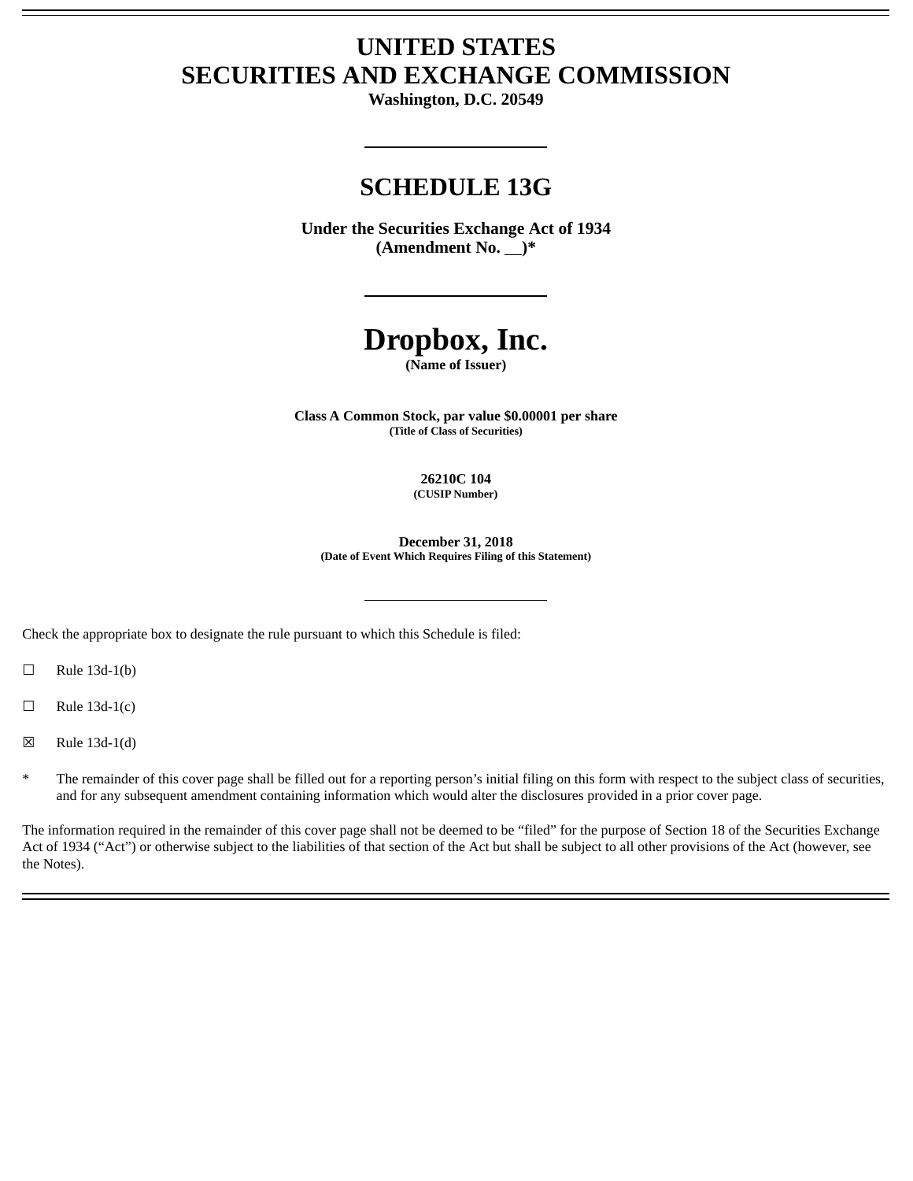# UNITED STATES
# SECURITIES AND EXCHANGE COMMISSION

**Washington, D.C. 20549**

---

## SCHEDULE 13G

**Under the Securities Exchange Act of 1934**
**(Amendment No. __)***

---

# Dropbox, Inc.

**(Name of Issuer)**

**Class A Common Stock, par value $0.00001 per share**
**(Title of Class of Securities)**

**26210C 104**
**(CUSIP Number)**

**December 31, 2018**
**(Date of Event Which Requires Filing of this Statement)**

---

Check the appropriate box to designate the rule pursuant to which this Schedule is filed:

☐ Rule 13d-1(b)

☐ Rule 13d-1(c)

☒ Rule 13d-1(d)

\* The remainder of this cover page shall be filled out for a reporting person's initial filing on this form with respect to the subject class of securities, and for any subsequent amendment containing information which would alter the disclosures provided in a prior cover page.

The information required in the remainder of this cover page shall not be deemed to be "filed" for the purpose of Section 18 of the Securities Exchange Act of 1934 ("Act") or otherwise subject to the liabilities of that section of the Act but shall be subject to all other provisions of the Act (however, see the Notes).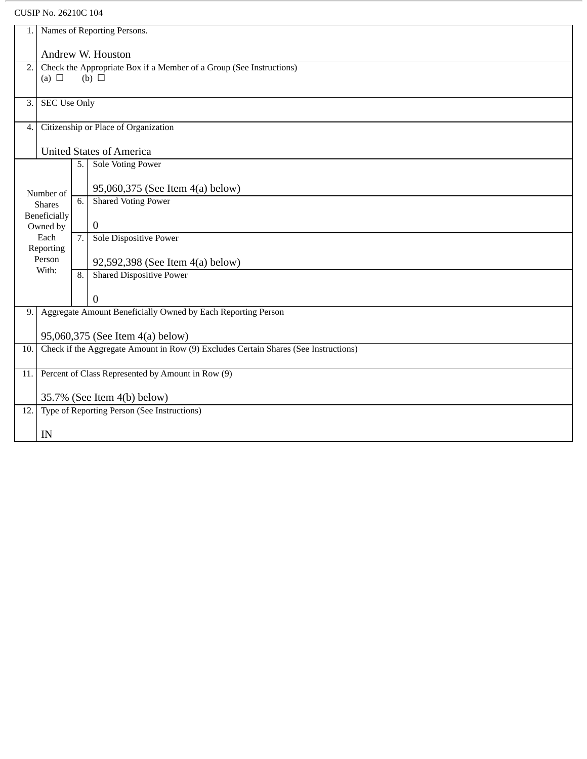CUSIP No. 26210C 104

| | | | |
|---|---|---|---|
| 1. | Names of Reporting Persons.<br><br>Andrew W. Houston | | |
| 2. | Check the Appropriate Box if a Member of a Group (See Instructions)<br>(a) ☐ (b) ☐ | | |
| 3. | SEC Use Only | | |
| 4. | Citizenship or Place of Organization<br><br>United States of America | | |
| Number of Shares Beneficially Owned by Each Reporting Person With: | | 5. | Sole Voting Power<br><br>95,060,375 (See Item 4(a) below) |
| | | 6. | Shared Voting Power<br><br>0 |
| | | 7. | Sole Dispositive Power<br><br>92,592,398 (See Item 4(a) below) |
| | | 8. | Shared Dispositive Power<br><br>0 |
| 9. | Aggregate Amount Beneficially Owned by Each Reporting Person<br><br>95,060,375 (See Item 4(a) below) | | |
| 10. | Check if the Aggregate Amount in Row (9) Excludes Certain Shares (See Instructions) | | |
| 11. | Percent of Class Represented by Amount in Row (9)<br><br>35.7% (See Item 4(b) below) | | |
| 12. | Type of Reporting Person (See Instructions)<br><br>IN | | |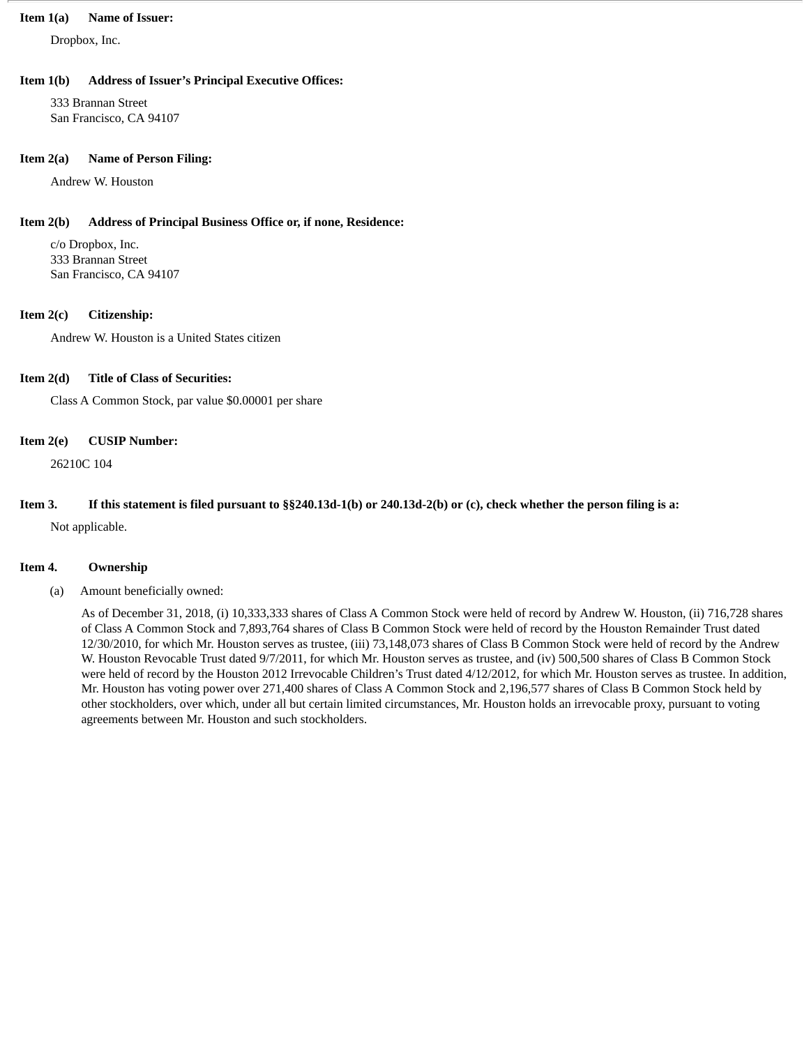**Item 1(a) Name of Issuer:**

Dropbox, Inc.

**Item 1(b) Address of Issuer's Principal Executive Offices:**

333 Brannan Street
San Francisco, CA 94107

**Item 2(a) Name of Person Filing:**

Andrew W. Houston

**Item 2(b) Address of Principal Business Office or, if none, Residence:**

c/o Dropbox, Inc.
333 Brannan Street
San Francisco, CA 94107

**Item 2(c) Citizenship:**

Andrew W. Houston is a United States citizen

**Item 2(d) Title of Class of Securities:**

Class A Common Stock, par value $0.00001 per share

**Item 2(e) CUSIP Number:**

26210C 104

**Item 3. If this statement is filed pursuant to §§240.13d-1(b) or 240.13d-2(b) or (c), check whether the person filing is a:**

Not applicable.

**Item 4. Ownership**

(a) Amount beneficially owned:

As of December 31, 2018, (i) 10,333,333 shares of Class A Common Stock were held of record by Andrew W. Houston, (ii) 716,728 shares of Class A Common Stock and 7,893,764 shares of Class B Common Stock were held of record by the Houston Remainder Trust dated 12/30/2010, for which Mr. Houston serves as trustee, (iii) 73,148,073 shares of Class B Common Stock were held of record by the Andrew W. Houston Revocable Trust dated 9/7/2011, for which Mr. Houston serves as trustee, and (iv) 500,500 shares of Class B Common Stock were held of record by the Houston 2012 Irrevocable Children's Trust dated 4/12/2012, for which Mr. Houston serves as trustee. In addition, Mr. Houston has voting power over 271,400 shares of Class A Common Stock and 2,196,577 shares of Class B Common Stock held by other stockholders, over which, under all but certain limited circumstances, Mr. Houston holds an irrevocable proxy, pursuant to voting agreements between Mr. Houston and such stockholders.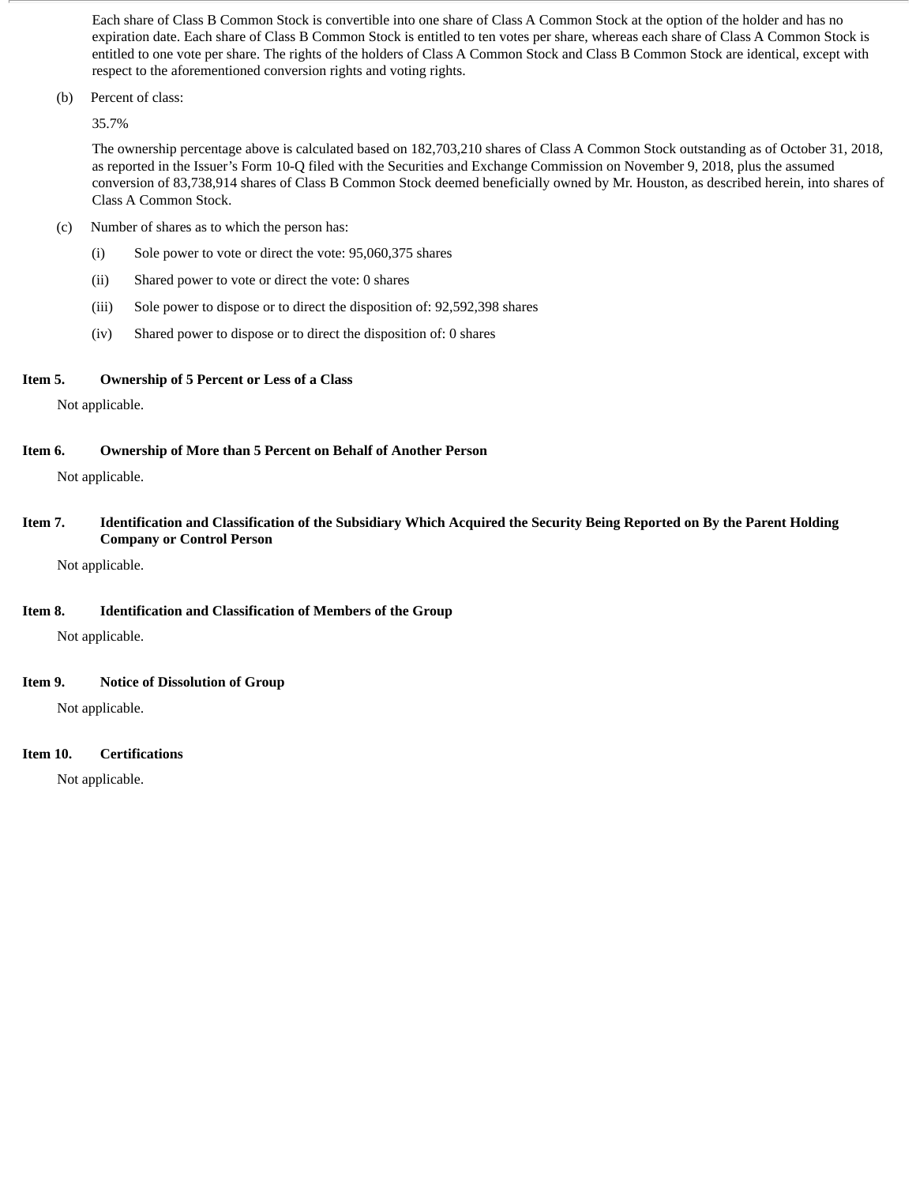Each share of Class B Common Stock is convertible into one share of Class A Common Stock at the option of the holder and has no expiration date. Each share of Class B Common Stock is entitled to ten votes per share, whereas each share of Class A Common Stock is entitled to one vote per share. The rights of the holders of Class A Common Stock and Class B Common Stock are identical, except with respect to the aforementioned conversion rights and voting rights.

(b) Percent of class:

35.7%

The ownership percentage above is calculated based on 182,703,210 shares of Class A Common Stock outstanding as of October 31, 2018, as reported in the Issuer's Form 10-Q filed with the Securities and Exchange Commission on November 9, 2018, plus the assumed conversion of 83,738,914 shares of Class B Common Stock deemed beneficially owned by Mr. Houston, as described herein, into shares of Class A Common Stock.

(c) Number of shares as to which the person has:

(i) Sole power to vote or direct the vote: 95,060,375 shares

(ii) Shared power to vote or direct the vote: 0 shares

(iii) Sole power to dispose or to direct the disposition of: 92,592,398 shares

(iv) Shared power to dispose or to direct the disposition of: 0 shares

**Item 5. Ownership of 5 Percent or Less of a Class**

Not applicable.

**Item 6. Ownership of More than 5 Percent on Behalf of Another Person**

Not applicable.

**Item 7. Identification and Classification of the Subsidiary Which Acquired the Security Being Reported on By the Parent Holding Company or Control Person**

Not applicable.

**Item 8. Identification and Classification of Members of the Group**

Not applicable.

**Item 9. Notice of Dissolution of Group**

Not applicable.

**Item 10. Certifications**

Not applicable.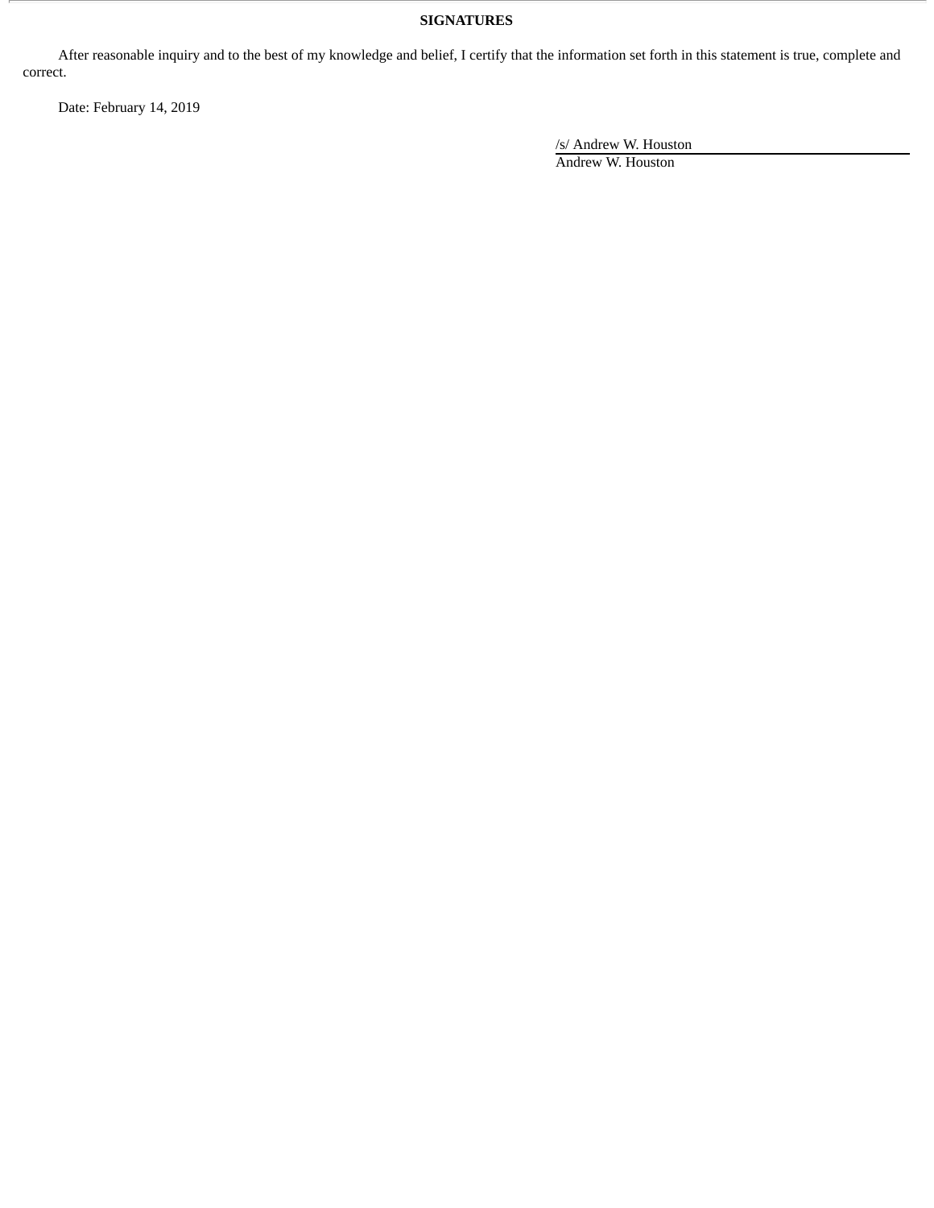**SIGNATURES**

After reasonable inquiry and to the best of my knowledge and belief, I certify that the information set forth in this statement is true, complete and correct.

Date: February 14, 2019

/s/ Andrew W. Houston

Andrew W. Houston